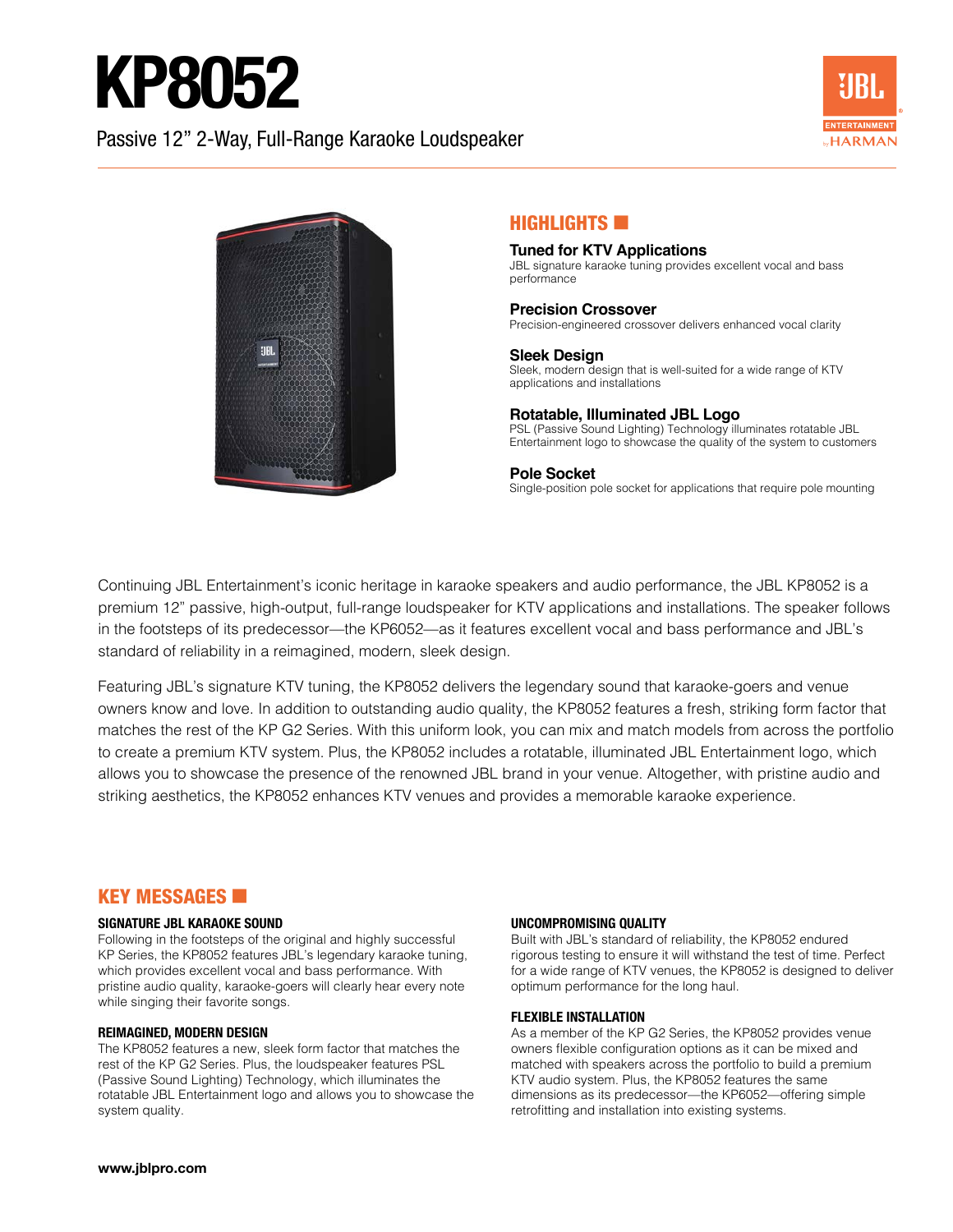# KP8052

Passive 12" 2-Way, Full-Range Karaoke Loudspeaker

## HIGHLIGHTS

**Tuned for KTV Applications**
JBL signature karaoke tuning provides excellent vocal and bass performance

**Precision Crossover**
Precision-engineered crossover delivers enhanced vocal clarity

**Sleek Design**
Sleek, modern design that is well-suited for a wide range of KTV applications and installations

**Rotatable, Illuminated JBL Logo**
PSL (Passive Sound Lighting) Technology illuminates rotatable JBL Entertainment logo to showcase the quality of the system to customers

**Pole Socket**
Single-position pole socket for applications that require pole mounting

Continuing JBL Entertainment's iconic heritage in karaoke speakers and audio performance, the JBL KP8052 is a premium 12" passive, high-output, full-range loudspeaker for KTV applications and installations. The speaker follows in the footsteps of its predecessor—the KP6052—as it features excellent vocal and bass performance and JBL's standard of reliability in a reimagined, modern, sleek design.

Featuring JBL's signature KTV tuning, the KP8052 delivers the legendary sound that karaoke-goers and venue owners know and love. In addition to outstanding audio quality, the KP8052 features a fresh, striking form factor that matches the rest of the KP G2 Series. With this uniform look, you can mix and match models from across the portfolio to create a premium KTV system. Plus, the KP8052 includes a rotatable, illuminated JBL Entertainment logo, which allows you to showcase the presence of the renowned JBL brand in your venue. Altogether, with pristine audio and striking aesthetics, the KP8052 enhances KTV venues and provides a memorable karaoke experience.

## KEY MESSAGES

### SIGNATURE JBL KARAOKE SOUND

Following in the footsteps of the original and highly successful KP Series, the KP8052 features JBL's legendary karaoke tuning, which provides excellent vocal and bass performance. With pristine audio quality, karaoke-goers will clearly hear every note while singing their favorite songs.

### REIMAGINED, MODERN DESIGN

The KP8052 features a new, sleek form factor that matches the rest of the KP G2 Series. Plus, the loudspeaker features PSL (Passive Sound Lighting) Technology, which illuminates the rotatable JBL Entertainment logo and allows you to showcase the system quality.

### UNCOMPROMISING QUALITY

Built with JBL's standard of reliability, the KP8052 endured rigorous testing to ensure it will withstand the test of time. Perfect for a wide range of KTV venues, the KP8052 is designed to deliver optimum performance for the long haul.

### FLEXIBLE INSTALLATION

As a member of the KP G2 Series, the KP8052 provides venue owners flexible configuration options as it can be mixed and matched with speakers across the portfolio to build a premium KTV audio system. Plus, the KP8052 features the same dimensions as its predecessor—the KP6052—offering simple retrofitting and installation into existing systems.

**www.jblpro.com**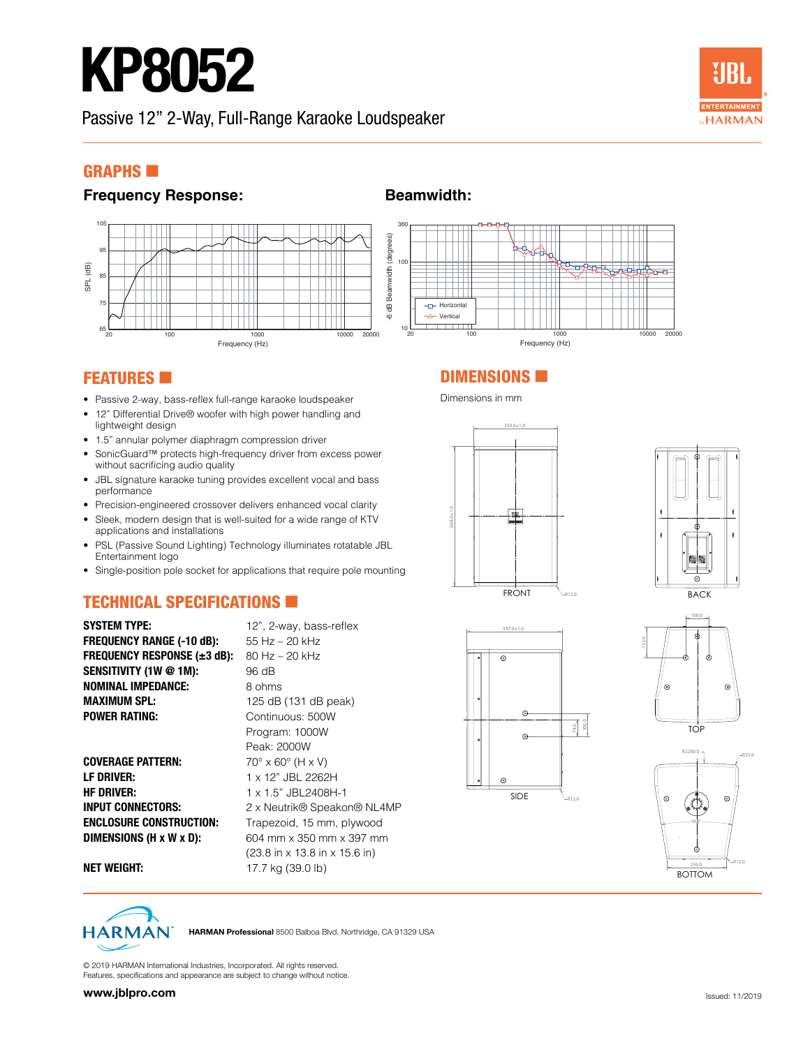# KP8052

Passive 12" 2-Way, Full-Range Karaoke Loudspeaker

## GRAPHS

### Frequency Response:

105
95
85
75
65
SPL (dB)
20
100
1000
10000
20000
Frequency (Hz)

### Beamwidth:

360
100
10
-6 dB Beamwidth (degrees)
Horizontal
Vertical
20
100
1000
10000
20000
Frequency (Hz)

## FEATURES

- Passive 2-way, bass-reflex full-range karaoke loudspeaker
- 12" Differential Drive® woofer with high power handling and lightweight design
- 1.5" annular polymer diaphragm compression driver
- SonicGuard™ protects high-frequency driver from excess power without sacrificing audio quality
- JBL signature karaoke tuning provides excellent vocal and bass performance
- Precision-engineered crossover delivers enhanced vocal clarity
- Sleek, modern design that is well-suited for a wide range of KTV applications and installations
- PSL (Passive Sound Lighting) Technology illuminates rotatable JBL Entertainment logo
- Single-position pole socket for applications that require pole mounting

## TECHNICAL SPECIFICATIONS

| | |
|---|---|
| **SYSTEM TYPE:** | 12", 2-way, bass-reflex |
| **FREQUENCY RANGE (-10 dB):** | 55 Hz – 20 kHz |
| **FREQUENCY RESPONSE (±3 dB):** | 80 Hz – 20 kHz |
| **SENSITIVITY (1W @ 1M):** | 96 dB |
| **NOMINAL IMPEDANCE:** | 8 ohms |
| **MAXIMUM SPL:** | 125 dB (131 dB peak) |
| **POWER RATING:** | Continuous: 500W<br>Program: 1000W<br>Peak: 2000W |
| **COVERAGE PATTERN:** | 70° x 60° (H x V) |
| **LF DRIVER:** | 1 x 12" JBL 2262H |
| **HF DRIVER:** | 1 x 1.5" JBL2408H-1 |
| **INPUT CONNECTORS:** | 2 x Neutrik® Speakon® NL4MP |
| **ENCLOSURE CONSTRUCTION:** | Trapezoid, 15 mm, plywood |
| **DIMENSIONS (H x W x D):** | 604 mm x 350 mm x 397 mm<br>(23.8 in x 13.8 in x 15.6 in) |
| **NET WEIGHT:** | 17.7 kg (39.0 lb) |

## DIMENSIONS

Dimensions in mm

350.0±1.0
604.0±1.0
FRONT
R12.0
BACK
397.0±1.0
SIDE
R12.0
74.0
100.0
100.0
132.0
TOP
R2200.0
R25.0
BOTTOM
256.0
R12.0

**HARMAN Professional** 8500 Balboa Blvd. Northridge, CA 91329 USA

© 2019 HARMAN International Industries, Incorporated. All rights reserved.
Features, specifications and appearance are subject to change without notice.

**www.jblpro.com**

Issued: 11/2019